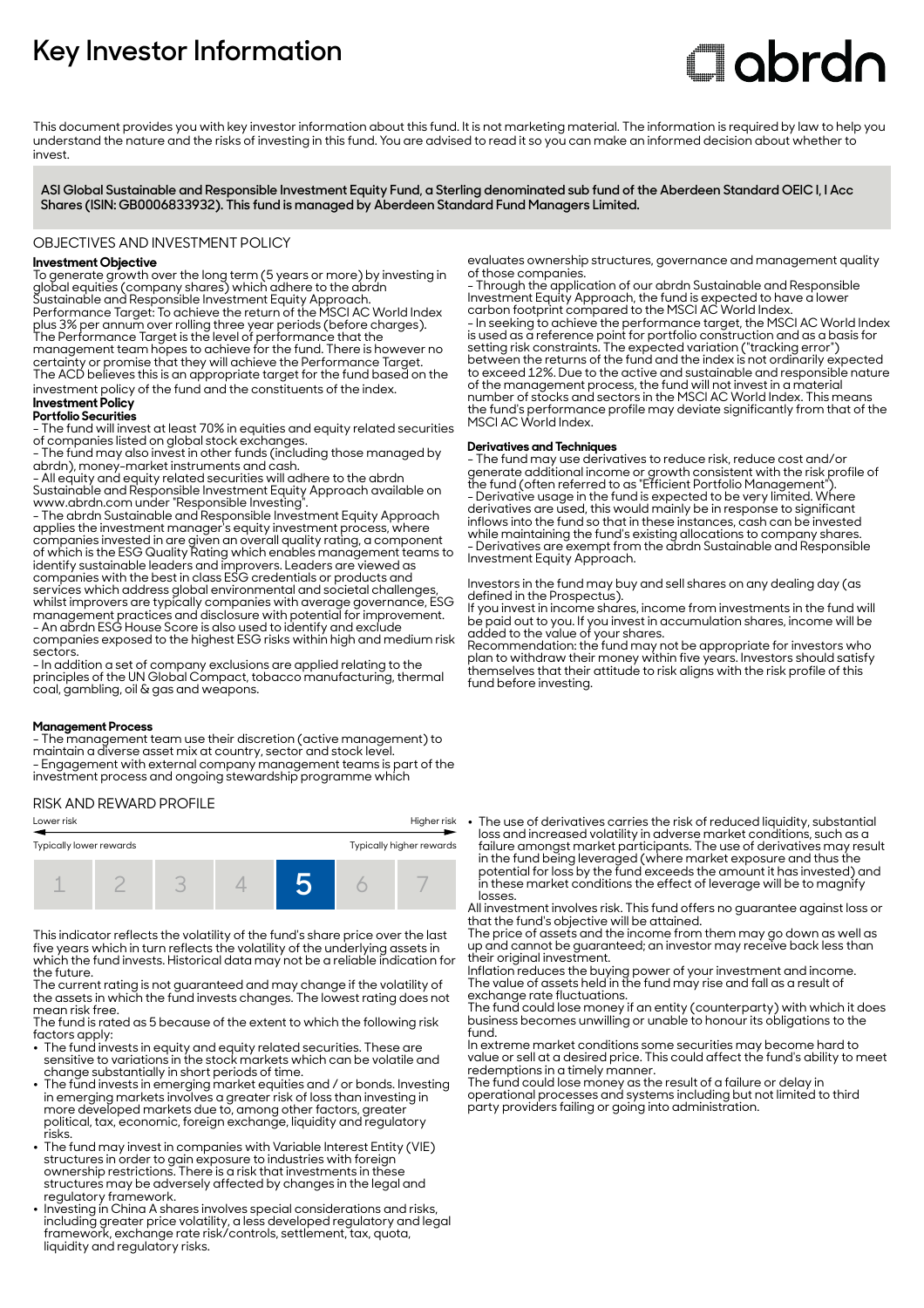# Key Investor Information

abrdn

This document provides you with key investor information about this fund. It is not marketing material. The information is required by law to help you understand the nature and the risks of investing in this fund. You are advised to read it so you can make an informed decision about whether to invest.

**ASI Global Sustainable and Responsible Investment Equity Fund, a Sterling denominated sub fund of the Aberdeen Standard OEIC I, I Acc Shares (ISIN: GB0006833932). This fund is managed by Aberdeen Standard Fund Managers Limited.**

## OBJECTIVES AND INVESTMENT POLICY

**Investment Objective**

To generate growth over the long term (5 years or more) by investing in global equities (company shares) which adhere to the abrdn Sustainable and Responsible Investment Equity Approach.

Performance Target: To achieve the return of the MSCI AC World Index plus 3% per annum over rolling three year periods (before charges). The Performance Target is the level of performance that the management team hopes to achieve for the fund. There is however no certainty or promise that they will achieve the Performance Target.

The ACD believes this is an appropriate target for the fund based on the investment policy of the fund and the constituents of the index.

**Investment Policy**

**Portfolio Securities**

- The fund will invest at least 70% in equities and equity related securities of companies listed on global stock exchanges.
- The fund may also invest in other funds (including those managed by abrdn), money-market instruments and cash.
- All equity and equity related securities will adhere to the abrdn Sustainable and Responsible Investment Equity Approach available on www.abrdn.com under "Responsible Investing".
- The abrdn Sustainable and Responsible Investment Equity Approach applies the investment manager's equity investment process, where companies invested in are given an overall quality rating, a component of which is the ESG Quality Rating which enables management teams to identify sustainable leaders and improvers. Leaders are viewed as companies with the best in class ESG credentials or products and services which address global environmental and societal challenges, whilst improvers are typically companies with average governance, ESG management practices and disclosure with potential for improvement.
- An abrdn ESG House Score is also used to identify and exclude companies exposed to the highest ESG risks within high and medium risk sectors.
- In addition a set of company exclusions are applied relating to the principles of the UN Global Compact, tobacco manufacturing, thermal coal, gambling, oil & gas and weapons.

**Management Process**

- The management team use their discretion (active management) to maintain a diverse asset mix at country, sector and stock level.
- Engagement with external company management teams is part of the investment process and ongoing stewardship programme which evaluates ownership structures, governance and management quality of those companies.
- Through the application of our abrdn Sustainable and Responsible Investment Equity Approach, the fund is expected to have a lower carbon footprint compared to the MSCI AC World Index.
- In seeking to achieve the performance target, the MSCI AC World Index is used as a reference point for portfolio construction and as a basis for setting risk constraints. The expected variation ("tracking error") between the returns of the fund and the index is not ordinarily expected to exceed 12%. Due to the active and sustainable and responsible nature of the management process, the fund will not invest in a material number of stocks and sectors in the MSCI AC World Index. This means the fund's performance profile may deviate significantly from that of the MSCI AC World Index.

**Derivatives and Techniques**

- The fund may use derivatives to reduce risk, reduce cost and/or generate additional income or growth consistent with the risk profile of the fund (often referred to as "Efficient Portfolio Management").
- Derivative usage in the fund is expected to be very limited. Where derivatives are used, this would mainly be in response to significant inflows into the fund so that in these instances, cash can be invested while maintaining the fund's existing allocations to company shares.
- Derivatives are exempt from the abrdn Sustainable and Responsible Investment Equity Approach.

Investors in the fund may buy and sell shares on any dealing day (as defined in the Prospectus).

If you invest in income shares, income from investments in the fund will be paid out to you. If you invest in accumulation shares, income will be added to the value of your shares.

Recommendation: the fund may not be appropriate for investors who plan to withdraw their money within five years. Investors should satisfy themselves that their attitude to risk aligns with the risk profile of this fund before investing.

## RISK AND REWARD PROFILE

Lower risk ← → Higher risk

Typically lower rewards — Typically higher rewards

| 1 | 2 | 3 | 4 | **5** | 6 | 7 |
|---|---|---|---|---|---|---|

This indicator reflects the volatility of the fund's share price over the last five years which in turn reflects the volatility of the underlying assets in which the fund invests. Historical data may not be a reliable indication for the future.

The current rating is not guaranteed and may change if the volatility of the assets in which the fund invests changes. The lowest rating does not mean risk free.

The fund is rated as 5 because of the extent to which the following risk factors apply:

- The fund invests in equity and equity related securities. These are sensitive to variations in the stock markets which can be volatile and change substantially in short periods of time.
- The fund invests in emerging market equities and / or bonds. Investing in emerging markets involves a greater risk of loss than investing in more developed markets due to, among other factors, greater political, tax, economic, foreign exchange, liquidity and regulatory risks.
- The fund may invest in companies with Variable Interest Entity (VIE) structures in order to gain exposure to industries with foreign ownership restrictions. There is a risk that investments in these structures may be adversely affected by changes in the legal and regulatory framework.
- Investing in China A shares involves special considerations and risks, including greater price volatility, a less developed regulatory and legal framework, exchange rate risk/controls, settlement, tax, quota, liquidity and regulatory risks.
- The use of derivatives carries the risk of reduced liquidity, substantial loss and increased volatility in adverse market conditions, such as a failure amongst market participants. The use of derivatives may result in the fund being leveraged (where market exposure and thus the potential for loss by the fund exceeds the amount it has invested) and in these market conditions the effect of leverage will be to magnify losses.

All investment involves risk. This fund offers no guarantee against loss or that the fund's objective will be attained.

The price of assets and the income from them may go down as well as up and cannot be guaranteed; an investor may receive back less than their original investment.

Inflation reduces the buying power of your investment and income.

The value of assets held in the fund may rise and fall as a result of exchange rate fluctuations.

The fund could lose money if an entity (counterparty) with which it does business becomes unwilling or unable to honour its obligations to the fund.

In extreme market conditions some securities may become hard to value or sell at a desired price. This could affect the fund's ability to meet redemptions in a timely manner.

The fund could lose money as the result of a failure or delay in operational processes and systems including but not limited to third party providers failing or going into administration.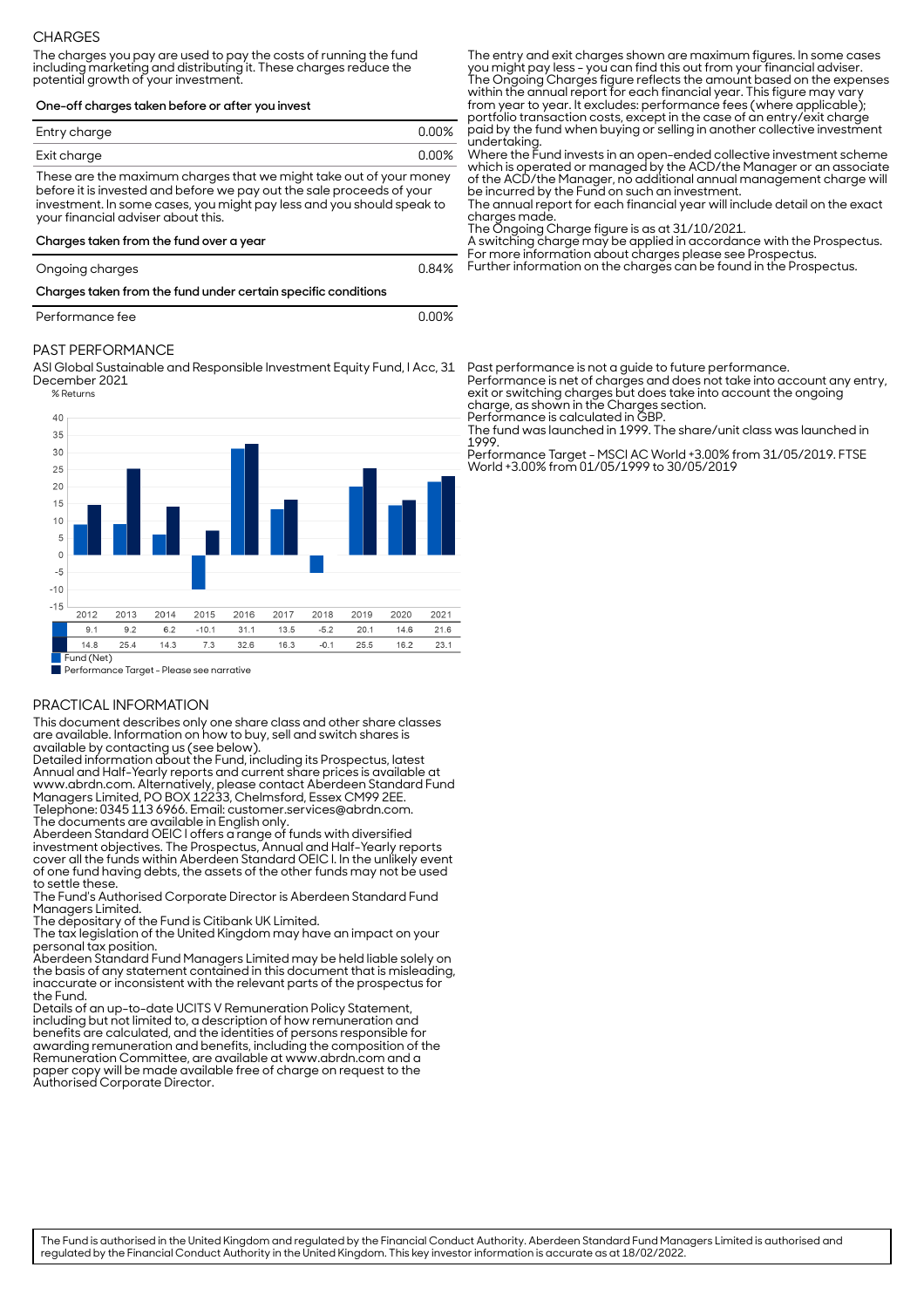## CHARGES

The charges you pay are used to pay the costs of running the fund including marketing and distributing it. These charges reduce the potential growth of your investment.

| One-off charges taken before or after you invest | |
|---|---|
| Entry charge | 0.00% |
| Exit charge | 0.00% |

These are the maximum charges that we might take out of your money before it is invested and before we pay out the sale proceeds of your investment. In some cases, you might pay less and you should speak to your financial adviser about this.

| Charges taken from the fund over a year | |
|---|---|
| Ongoing charges | 0.84% |

| Charges taken from the fund under certain specific conditions | |
|---|---|
| Performance fee | 0.00% |

The entry and exit charges shown are maximum figures. In some cases you might pay less - you can find this out from your financial adviser. The Ongoing Charges figure reflects the amount based on the expenses within the annual report for each financial year. This figure may vary from year to year. It excludes: performance fees (where applicable); portfolio transaction costs, except in the case of an entry/exit charge paid by the fund when buying or selling in another collective investment undertaking.
Where the Fund invests in an open-ended collective investment scheme which is operated or managed by the ACD/the Manager or an associate of the ACD/the Manager, no additional annual management charge will be incurred by the Fund on such an investment.
The annual report for each financial year will include detail on the exact charges made.
The Ongoing Charge figure is as at 31/10/2021.
A switching charge may be applied in accordance with the Prospectus.
For more information about charges please see Prospectus.
Further information on the charges can be found in the Prospectus.

## PAST PERFORMANCE

ASI Global Sustainable and Responsible Investment Equity Fund, I Acc, 31 December 2021

% Returns

40
35
30
25
20
15
10
5
0
-5
-10
-15

2012 2013 2014 2015 2016 2017 2018 2019 2020 2021

9.1 9.2 6.2 -10.1 31.1 13.5 -5.2 20.1 14.6 21.6

14.8 25.4 14.3 7.3 32.6 16.3 -0.1 25.5 16.2 23.1

Fund (Net)

Performance Target - Please see narrative

Past performance is not a guide to future performance.
Performance is net of charges and does not take into account any entry, exit or switching charges but does take into account the ongoing charge, as shown in the Charges section.
Performance is calculated in GBP.
The fund was launched in 1999. The share/unit class was launched in 1999.
Performance Target - MSCI AC World +3.00% from 31/05/2019. FTSE World +3.00% from 01/05/1999 to 30/05/2019

## PRACTICAL INFORMATION

This document describes only one share class and other share classes are available. Information on how to buy, sell and switch shares is available by contacting us (see below).
Detailed information about the Fund, including its Prospectus, latest Annual and Half-Yearly reports and current share prices is available at www.abrdn.com. Alternatively, please contact Aberdeen Standard Fund Managers Limited, PO BOX 12233, Chelmsford, Essex CM99 2EE. Telephone: 0345 113 6966. Email: customer.services@abrdn.com.
The documents are available in English only.
Aberdeen Standard OEIC I offers a range of funds with diversified investment objectives. The Prospectus, Annual and Half-Yearly reports cover all the funds within Aberdeen Standard OEIC I. In the unlikely event of one fund having debts, the assets of the other funds may not be used to settle these.
The Fund's Authorised Corporate Director is Aberdeen Standard Fund Managers Limited.
The depositary of the Fund is Citibank UK Limited.
The tax legislation of the United Kingdom may have an impact on your personal tax position.
Aberdeen Standard Fund Managers Limited may be held liable solely on the basis of any statement contained in this document that is misleading, inaccurate or inconsistent with the relevant parts of the prospectus for the Fund.
Details of an up-to-date UCITS V Remuneration Policy Statement, including but not limited to, a description of how remuneration and benefits are calculated, and the identities of persons responsible for awarding remuneration and benefits, including the composition of the Remuneration Committee, are available at www.abrdn.com and a paper copy will be made available free of charge on request to the Authorised Corporate Director.

The Fund is authorised in the United Kingdom and regulated by the Financial Conduct Authority. Aberdeen Standard Fund Managers Limited is authorised and regulated by the Financial Conduct Authority in the United Kingdom. This key investor information is accurate as at 18/02/2022.